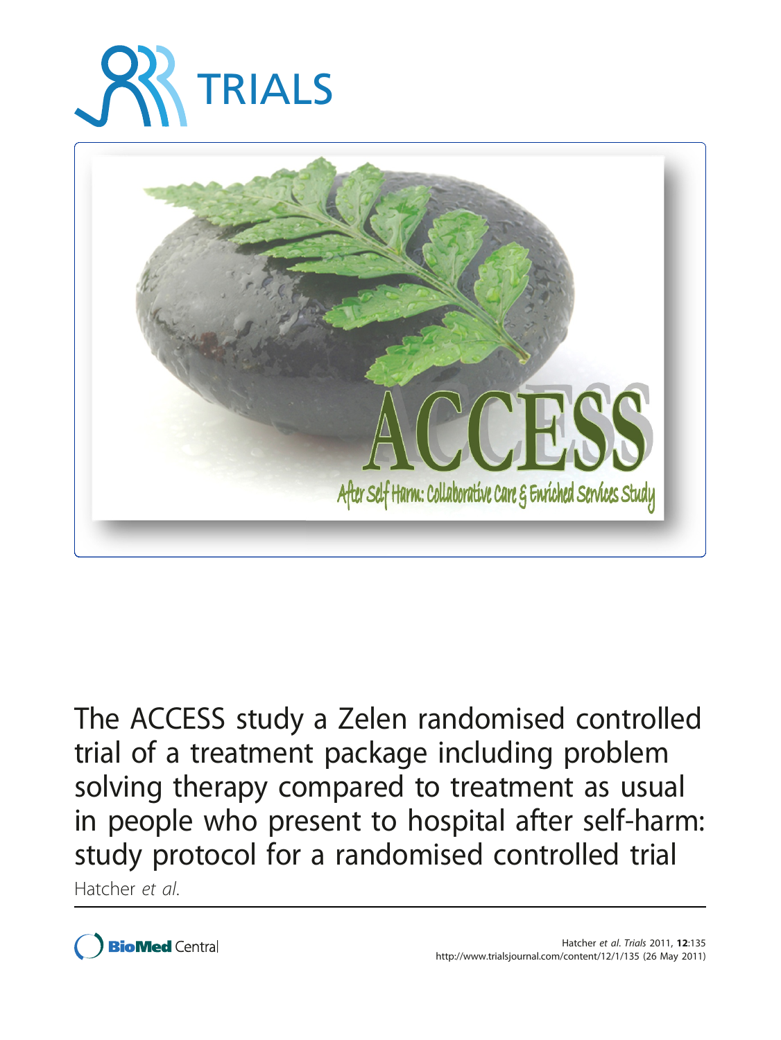# TRIALS

ACCESS

After Self Harm: Collaborative Care & Enriched Services Study

# The ACCESS study a Zelen randomised controlled trial of a treatment package including problem solving therapy compared to treatment as usual in people who present to hospital after self-harm: study protocol for a randomised controlled trial

Hatcher *et al.*

Hatcher *et al. Trials* 2011, **12**:135
http://www.trialsjournal.com/content/12/1/135 (26 May 2011)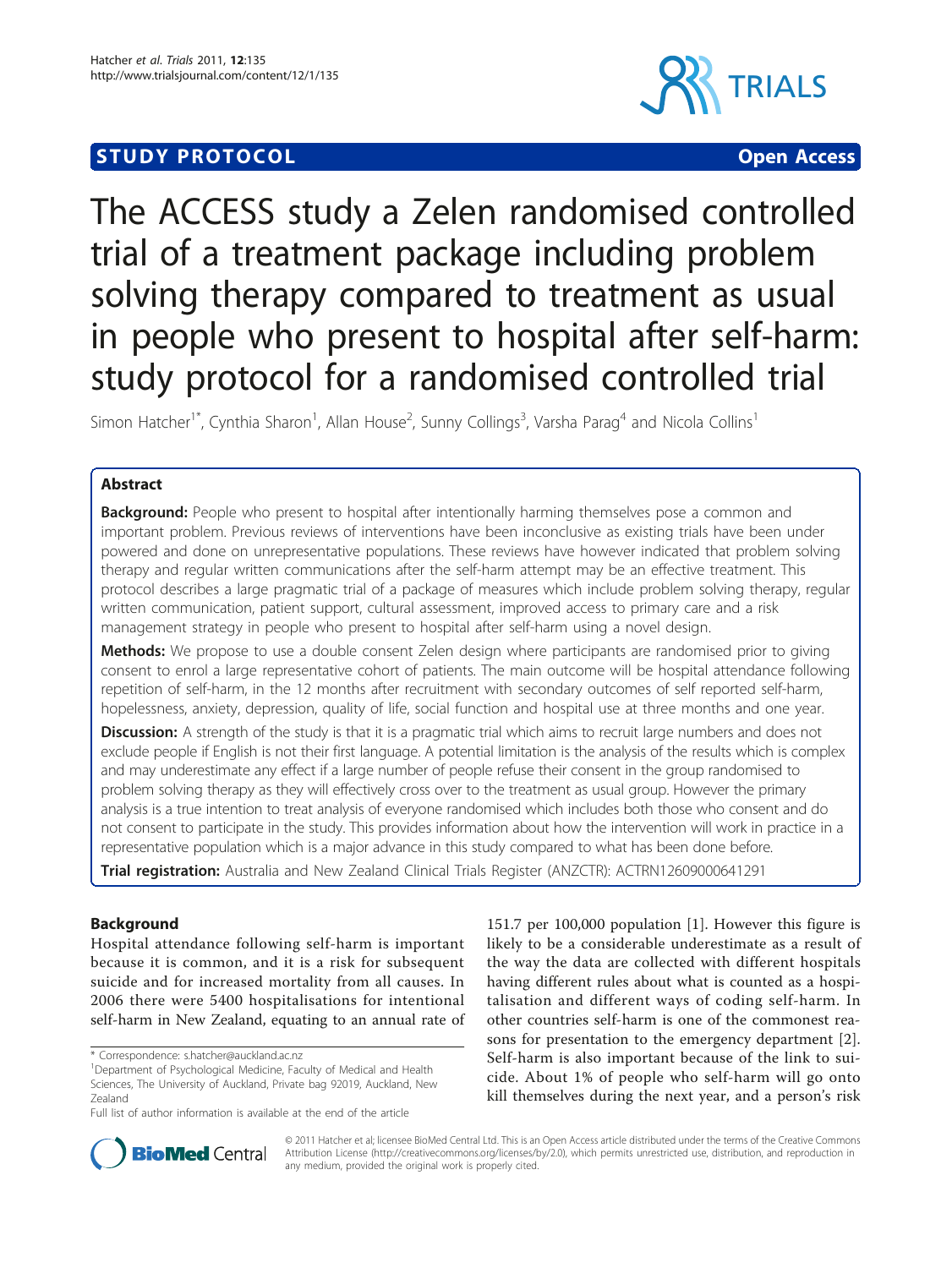# The ACCESS study a Zelen randomised controlled trial of a treatment package including problem solving therapy compared to treatment as usual in people who present to hospital after self-harm: study protocol for a randomised controlled trial

Simon Hatcher[1*], Cynthia Sharon[1], Allan House[2], Sunny Collings[3], Varsha Parag[4] and Nicola Collins[1]

## Abstract

**Background:** People who present to hospital after intentionally harming themselves pose a common and important problem. Previous reviews of interventions have been inconclusive as existing trials have been under powered and done on unrepresentative populations. These reviews have however indicated that problem solving therapy and regular written communications after the self-harm attempt may be an effective treatment. This protocol describes a large pragmatic trial of a package of measures which include problem solving therapy, regular written communication, patient support, cultural assessment, improved access to primary care and a risk management strategy in people who present to hospital after self-harm using a novel design.

**Methods:** We propose to use a double consent Zelen design where participants are randomised prior to giving consent to enrol a large representative cohort of patients. The main outcome will be hospital attendance following repetition of self-harm, in the 12 months after recruitment with secondary outcomes of self reported self-harm, hopelessness, anxiety, depression, quality of life, social function and hospital use at three months and one year.

**Discussion:** A strength of the study is that it is a pragmatic trial which aims to recruit large numbers and does not exclude people if English is not their first language. A potential limitation is the analysis of the results which is complex and may underestimate any effect if a large number of people refuse their consent in the group randomised to problem solving therapy as they will effectively cross over to the treatment as usual group. However the primary analysis is a true intention to treat analysis of everyone randomised which includes both those who consent and do not consent to participate in the study. This provides information about how the intervention will work in practice in a representative population which is a major advance in this study compared to what has been done before.

**Trial registration:** Australia and New Zealand Clinical Trials Register (ANZCTR): ACTRN12609000641291

## Background

Hospital attendance following self-harm is important because it is common, and it is a risk for subsequent suicide and for increased mortality from all causes. In 2006 there were 5400 hospitalisations for intentional self-harm in New Zealand, equating to an annual rate of 151.7 per 100,000 population [1]. However this figure is likely to be a considerable underestimate as a result of the way the data are collected with different hospitals having different rules about what is counted as a hospitalisation and different ways of coding self-harm. In other countries self-harm is one of the commonest reasons for presentation to the emergency department [2]. Self-harm is also important because of the link to suicide. About 1% of people who self-harm will go onto kill themselves during the next year, and a person's risk

\* Correspondence: s.hatcher@auckland.ac.nz
[1]Department of Psychological Medicine, Faculty of Medical and Health Sciences, The University of Auckland, Private bag 92019, Auckland, New Zealand
Full list of author information is available at the end of the article

© 2011 Hatcher et al; licensee BioMed Central Ltd. This is an Open Access article distributed under the terms of the Creative Commons Attribution License (http://creativecommons.org/licenses/by/2.0), which permits unrestricted use, distribution, and reproduction in any medium, provided the original work is properly cited.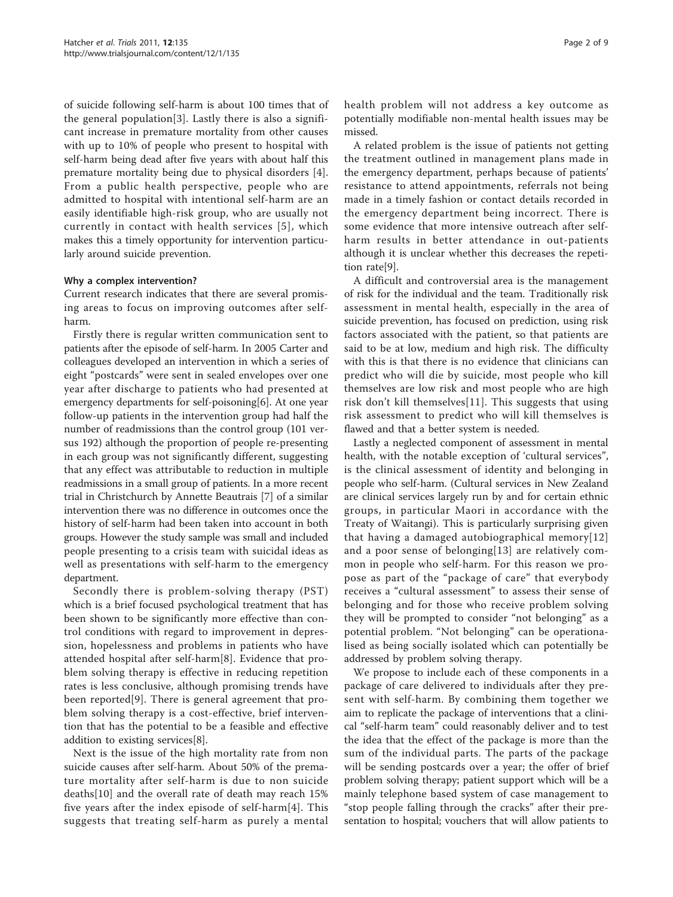of suicide following self-harm is about 100 times that of the general population[3]. Lastly there is also a significant increase in premature mortality from other causes with up to 10% of people who present to hospital with self-harm being dead after five years with about half this premature mortality being due to physical disorders [4]. From a public health perspective, people who are admitted to hospital with intentional self-harm are an easily identifiable high-risk group, who are usually not currently in contact with health services [5], which makes this a timely opportunity for intervention particularly around suicide prevention.

### Why a complex intervention?

Current research indicates that there are several promising areas to focus on improving outcomes after self-harm.

Firstly there is regular written communication sent to patients after the episode of self-harm. In 2005 Carter and colleagues developed an intervention in which a series of eight "postcards" were sent in sealed envelopes over one year after discharge to patients who had presented at emergency departments for self-poisoning[6]. At one year follow-up patients in the intervention group had half the number of readmissions than the control group (101 versus 192) although the proportion of people re-presenting in each group was not significantly different, suggesting that any effect was attributable to reduction in multiple readmissions in a small group of patients. In a more recent trial in Christchurch by Annette Beautrais [7] of a similar intervention there was no difference in outcomes once the history of self-harm had been taken into account in both groups. However the study sample was small and included people presenting to a crisis team with suicidal ideas as well as presentations with self-harm to the emergency department.

Secondly there is problem-solving therapy (PST) which is a brief focused psychological treatment that has been shown to be significantly more effective than control conditions with regard to improvement in depression, hopelessness and problems in patients who have attended hospital after self-harm[8]. Evidence that problem solving therapy is effective in reducing repetition rates is less conclusive, although promising trends have been reported[9]. There is general agreement that problem solving therapy is a cost-effective, brief intervention that has the potential to be a feasible and effective addition to existing services[8].

Next is the issue of the high mortality rate from non suicide causes after self-harm. About 50% of the premature mortality after self-harm is due to non suicide deaths[10] and the overall rate of death may reach 15% five years after the index episode of self-harm[4]. This suggests that treating self-harm as purely a mental health problem will not address a key outcome as potentially modifiable non-mental health issues may be missed.

A related problem is the issue of patients not getting the treatment outlined in management plans made in the emergency department, perhaps because of patients' resistance to attend appointments, referrals not being made in a timely fashion or contact details recorded in the emergency department being incorrect. There is some evidence that more intensive outreach after self-harm results in better attendance in out-patients although it is unclear whether this decreases the repetition rate[9].

A difficult and controversial area is the management of risk for the individual and the team. Traditionally risk assessment in mental health, especially in the area of suicide prevention, has focused on prediction, using risk factors associated with the patient, so that patients are said to be at low, medium and high risk. The difficulty with this is that there is no evidence that clinicians can predict who will die by suicide, most people who kill themselves are low risk and most people who are high risk don't kill themselves[11]. This suggests that using risk assessment to predict who will kill themselves is flawed and that a better system is needed.

Lastly a neglected component of assessment in mental health, with the notable exception of 'cultural services", is the clinical assessment of identity and belonging in people who self-harm. (Cultural services in New Zealand are clinical services largely run by and for certain ethnic groups, in particular Maori in accordance with the Treaty of Waitangi). This is particularly surprising given that having a damaged autobiographical memory[12] and a poor sense of belonging[13] are relatively common in people who self-harm. For this reason we propose as part of the "package of care" that everybody receives a "cultural assessment" to assess their sense of belonging and for those who receive problem solving they will be prompted to consider "not belonging" as a potential problem. "Not belonging" can be operationalised as being socially isolated which can potentially be addressed by problem solving therapy.

We propose to include each of these components in a package of care delivered to individuals after they present with self-harm. By combining them together we aim to replicate the package of interventions that a clinical "self-harm team" could reasonably deliver and to test the idea that the effect of the package is more than the sum of the individual parts. The parts of the package will be sending postcards over a year; the offer of brief problem solving therapy; patient support which will be a mainly telephone based system of case management to "stop people falling through the cracks" after their presentation to hospital; vouchers that will allow patients to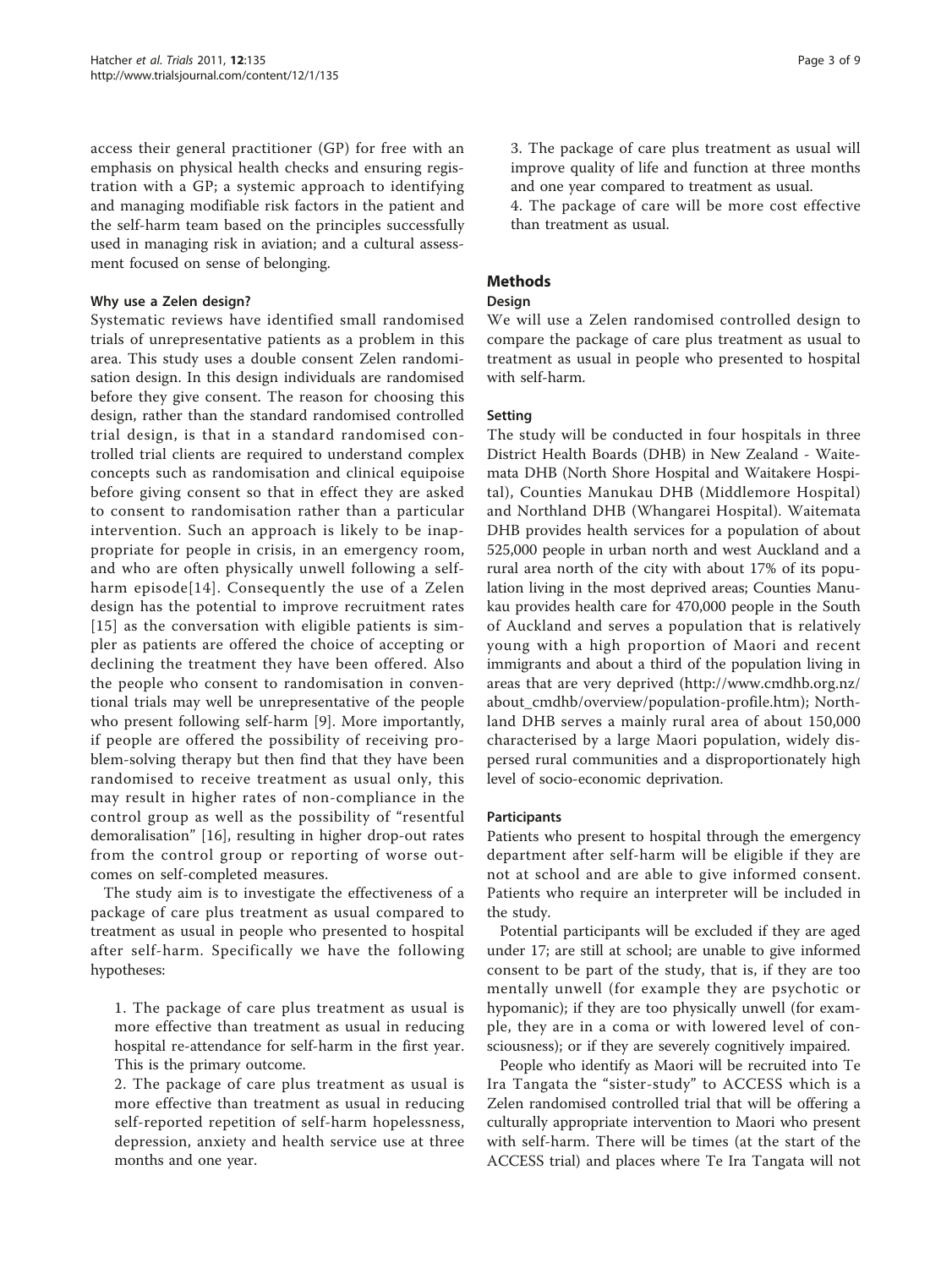access their general practitioner (GP) for free with an emphasis on physical health checks and ensuring registration with a GP; a systemic approach to identifying and managing modifiable risk factors in the patient and the self-harm team based on the principles successfully used in managing risk in aviation; and a cultural assessment focused on sense of belonging.

#### Why use a Zelen design?

Systematic reviews have identified small randomised trials of unrepresentative patients as a problem in this area. This study uses a double consent Zelen randomisation design. In this design individuals are randomised before they give consent. The reason for choosing this design, rather than the standard randomised controlled trial design, is that in a standard randomised controlled trial clients are required to understand complex concepts such as randomisation and clinical equipoise before giving consent so that in effect they are asked to consent to randomisation rather than a particular intervention. Such an approach is likely to be inappropriate for people in crisis, in an emergency room, and who are often physically unwell following a self-harm episode[14]. Consequently the use of a Zelen design has the potential to improve recruitment rates [15] as the conversation with eligible patients is simpler as patients are offered the choice of accepting or declining the treatment they have been offered. Also the people who consent to randomisation in conventional trials may well be unrepresentative of the people who present following self-harm [9]. More importantly, if people are offered the possibility of receiving problem-solving therapy but then find that they have been randomised to receive treatment as usual only, this may result in higher rates of non-compliance in the control group as well as the possibility of "resentful demoralisation" [16], resulting in higher drop-out rates from the control group or reporting of worse outcomes on self-completed measures.

The study aim is to investigate the effectiveness of a package of care plus treatment as usual compared to treatment as usual in people who presented to hospital after self-harm. Specifically we have the following hypotheses:

1. The package of care plus treatment as usual is more effective than treatment as usual in reducing hospital re-attendance for self-harm in the first year. This is the primary outcome.
2. The package of care plus treatment as usual is more effective than treatment as usual in reducing self-reported repetition of self-harm hopelessness, depression, anxiety and health service use at three months and one year.
3. The package of care plus treatment as usual will improve quality of life and function at three months and one year compared to treatment as usual.
4. The package of care will be more cost effective than treatment as usual.

## Methods

#### Design

We will use a Zelen randomised controlled design to compare the package of care plus treatment as usual to treatment as usual in people who presented to hospital with self-harm.

#### Setting

The study will be conducted in four hospitals in three District Health Boards (DHB) in New Zealand - Waitemata DHB (North Shore Hospital and Waitakere Hospital), Counties Manukau DHB (Middlemore Hospital) and Northland DHB (Whangarei Hospital). Waitemata DHB provides health services for a population of about 525,000 people in urban north and west Auckland and a rural area north of the city with about 17% of its population living in the most deprived areas; Counties Manukau provides health care for 470,000 people in the South of Auckland and serves a population that is relatively young with a high proportion of Maori and recent immigrants and about a third of the population living in areas that are very deprived (http://www.cmdhb.org.nz/about_cmdhb/overview/population-profile.htm); Northland DHB serves a mainly rural area of about 150,000 characterised by a large Maori population, widely dispersed rural communities and a disproportionately high level of socio-economic deprivation.

#### Participants

Patients who present to hospital through the emergency department after self-harm will be eligible if they are not at school and are able to give informed consent. Patients who require an interpreter will be included in the study.

Potential participants will be excluded if they are aged under 17; are still at school; are unable to give informed consent to be part of the study, that is, if they are too mentally unwell (for example they are psychotic or hypomanic); if they are too physically unwell (for example, they are in a coma or with lowered level of consciousness); or if they are severely cognitively impaired.

People who identify as Maori will be recruited into Te Ira Tangata the "sister-study" to ACCESS which is a Zelen randomised controlled trial that will be offering a culturally appropriate intervention to Maori who present with self-harm. There will be times (at the start of the ACCESS trial) and places where Te Ira Tangata will not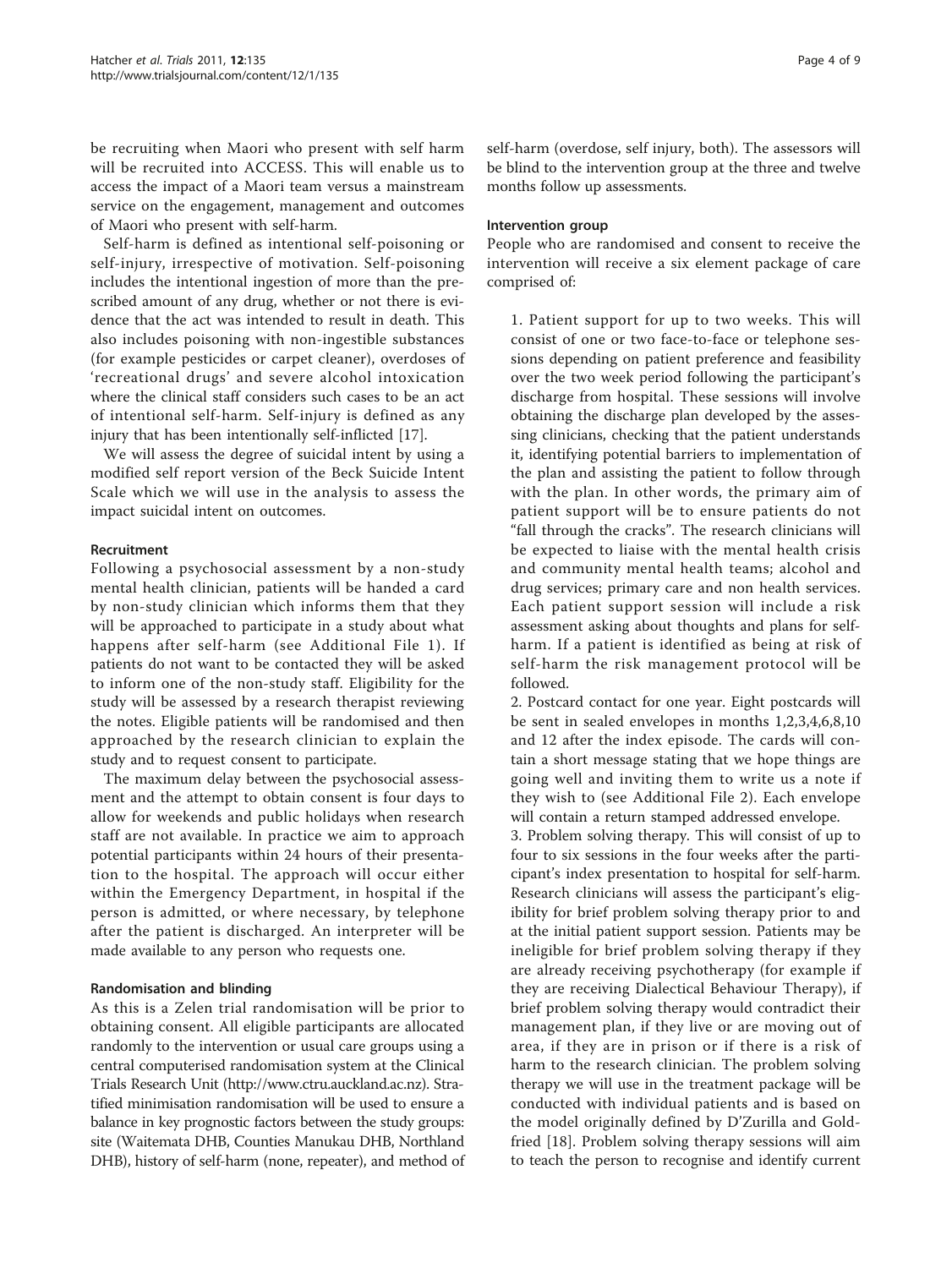be recruiting when Maori who present with self harm will be recruited into ACCESS. This will enable us to access the impact of a Maori team versus a mainstream service on the engagement, management and outcomes of Maori who present with self-harm.

Self-harm is defined as intentional self-poisoning or self-injury, irrespective of motivation. Self-poisoning includes the intentional ingestion of more than the prescribed amount of any drug, whether or not there is evidence that the act was intended to result in death. This also includes poisoning with non-ingestible substances (for example pesticides or carpet cleaner), overdoses of 'recreational drugs' and severe alcohol intoxication where the clinical staff considers such cases to be an act of intentional self-harm. Self-injury is defined as any injury that has been intentionally self-inflicted [17].

We will assess the degree of suicidal intent by using a modified self report version of the Beck Suicide Intent Scale which we will use in the analysis to assess the impact suicidal intent on outcomes.

#### Recruitment

Following a psychosocial assessment by a non-study mental health clinician, patients will be handed a card by non-study clinician which informs them that they will be approached to participate in a study about what happens after self-harm (see Additional File 1). If patients do not want to be contacted they will be asked to inform one of the non-study staff. Eligibility for the study will be assessed by a research therapist reviewing the notes. Eligible patients will be randomised and then approached by the research clinician to explain the study and to request consent to participate.

The maximum delay between the psychosocial assessment and the attempt to obtain consent is four days to allow for weekends and public holidays when research staff are not available. In practice we aim to approach potential participants within 24 hours of their presentation to the hospital. The approach will occur either within the Emergency Department, in hospital if the person is admitted, or where necessary, by telephone after the patient is discharged. An interpreter will be made available to any person who requests one.

#### Randomisation and blinding

As this is a Zelen trial randomisation will be prior to obtaining consent. All eligible participants are allocated randomly to the intervention or usual care groups using a central computerised randomisation system at the Clinical Trials Research Unit (http://www.ctru.auckland.ac.nz). Stratified minimisation randomisation will be used to ensure a balance in key prognostic factors between the study groups: site (Waitemata DHB, Counties Manukau DHB, Northland DHB), history of self-harm (none, repeater), and method of self-harm (overdose, self injury, both). The assessors will be blind to the intervention group at the three and twelve months follow up assessments.

#### Intervention group

People who are randomised and consent to receive the intervention will receive a six element package of care comprised of:

1. Patient support for up to two weeks. This will consist of one or two face-to-face or telephone sessions depending on patient preference and feasibility over the two week period following the participant's discharge from hospital. These sessions will involve obtaining the discharge plan developed by the assessing clinicians, checking that the patient understands it, identifying potential barriers to implementation of the plan and assisting the patient to follow through with the plan. In other words, the primary aim of patient support will be to ensure patients do not "fall through the cracks". The research clinicians will be expected to liaise with the mental health crisis and community mental health teams; alcohol and drug services; primary care and non health services. Each patient support session will include a risk assessment asking about thoughts and plans for self-harm. If a patient is identified as being at risk of self-harm the risk management protocol will be followed.
2. Postcard contact for one year. Eight postcards will be sent in sealed envelopes in months 1,2,3,4,6,8,10 and 12 after the index episode. The cards will contain a short message stating that we hope things are going well and inviting them to write us a note if they wish to (see Additional File 2). Each envelope will contain a return stamped addressed envelope.
3. Problem solving therapy. This will consist of up to four to six sessions in the four weeks after the participant's index presentation to hospital for self-harm. Research clinicians will assess the participant's eligibility for brief problem solving therapy prior to and at the initial patient support session. Patients may be ineligible for brief problem solving therapy if they are already receiving psychotherapy (for example if they are receiving Dialectical Behaviour Therapy), if brief problem solving therapy would contradict their management plan, if they live or are moving out of area, if they are in prison or if there is a risk of harm to the research clinician. The problem solving therapy we will use in the treatment package will be conducted with individual patients and is based on the model originally defined by D'Zurilla and Goldfried [18]. Problem solving therapy sessions will aim to teach the person to recognise and identify current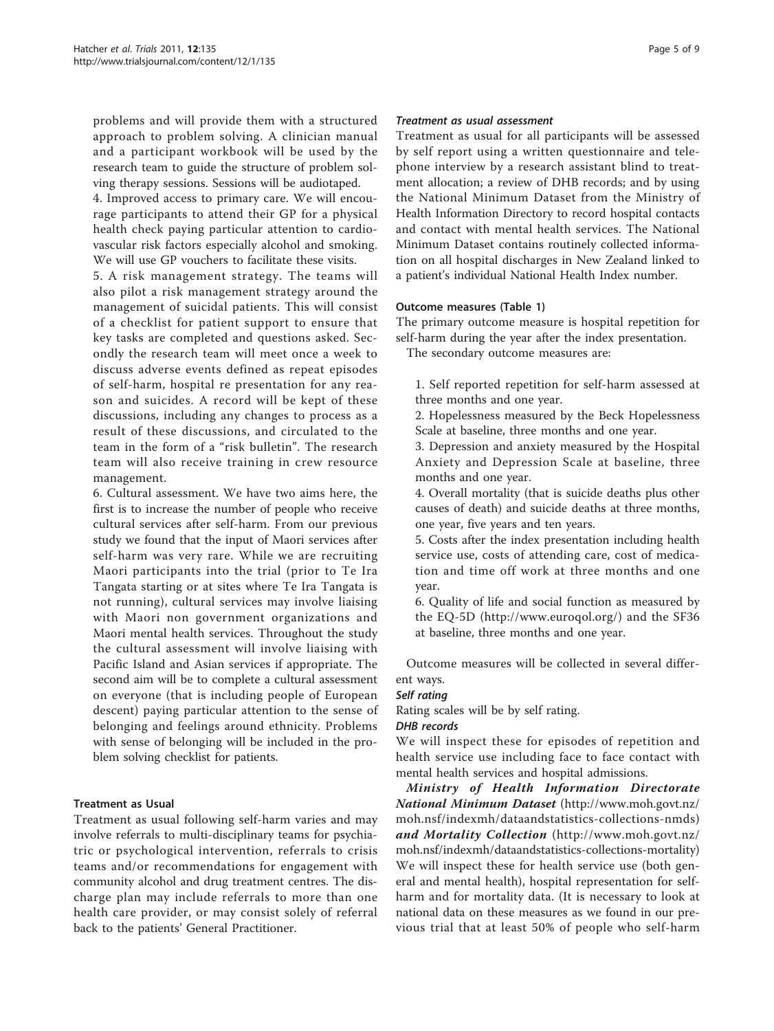problems and will provide them with a structured approach to problem solving. A clinician manual and a participant workbook will be used by the research team to guide the structure of problem solving therapy sessions. Sessions will be audiotaped.

4. Improved access to primary care. We will encourage participants to attend their GP for a physical health check paying particular attention to cardiovascular risk factors especially alcohol and smoking. We will use GP vouchers to facilitate these visits.

5. A risk management strategy. The teams will also pilot a risk management strategy around the management of suicidal patients. This will consist of a checklist for patient support to ensure that key tasks are completed and questions asked. Secondly the research team will meet once a week to discuss adverse events defined as repeat episodes of self-harm, hospital re presentation for any reason and suicides. A record will be kept of these discussions, including any changes to process as a result of these discussions, and circulated to the team in the form of a "risk bulletin". The research team will also receive training in crew resource management.

6. Cultural assessment. We have two aims here, the first is to increase the number of people who receive cultural services after self-harm. From our previous study we found that the input of Maori services after self-harm was very rare. While we are recruiting Maori participants into the trial (prior to Te Ira Tangata starting or at sites where Te Ira Tangata is not running), cultural services may involve liaising with Maori non government organizations and Maori mental health services. Throughout the study the cultural assessment will involve liaising with Pacific Island and Asian services if appropriate. The second aim will be to complete a cultural assessment on everyone (that is including people of European descent) paying particular attention to the sense of belonging and feelings around ethnicity. Problems with sense of belonging will be included in the problem solving checklist for patients.

### Treatment as Usual

Treatment as usual following self-harm varies and may involve referrals to multi-disciplinary teams for psychiatric or psychological intervention, referrals to crisis teams and/or recommendations for engagement with community alcohol and drug treatment centres. The discharge plan may include referrals to more than one health care provider, or may consist solely of referral back to the patients' General Practitioner.

#### *Treatment as usual assessment*

Treatment as usual for all participants will be assessed by self report using a written questionnaire and telephone interview by a research assistant blind to treatment allocation; a review of DHB records; and by using the National Minimum Dataset from the Ministry of Health Information Directory to record hospital contacts and contact with mental health services. The National Minimum Dataset contains routinely collected information on all hospital discharges in New Zealand linked to a patient's individual National Health Index number.

### Outcome measures (Table 1)

The primary outcome measure is hospital repetition for self-harm during the year after the index presentation.

The secondary outcome measures are:

1. Self reported repetition for self-harm assessed at three months and one year.
2. Hopelessness measured by the Beck Hopelessness Scale at baseline, three months and one year.
3. Depression and anxiety measured by the Hospital Anxiety and Depression Scale at baseline, three months and one year.
4. Overall mortality (that is suicide deaths plus other causes of death) and suicide deaths at three months, one year, five years and ten years.
5. Costs after the index presentation including health service use, costs of attending care, cost of medication and time off work at three months and one year.
6. Quality of life and social function as measured by the EQ-5D (http://www.euroqol.org/) and the SF36 at baseline, three months and one year.

Outcome measures will be collected in several different ways.

#### *Self rating*

Rating scales will be by self rating.

#### *DHB records*

We will inspect these for episodes of repetition and health service use including face to face contact with mental health services and hospital admissions.

***Ministry of Health Information Directorate National Minimum Dataset*** (http://www.moh.govt.nz/moh.nsf/indexmh/dataandstatistics-collections-nmds) ***and Mortality Collection*** (http://www.moh.govt.nz/moh.nsf/indexmh/dataandstatistics-collections-mortality) We will inspect these for health service use (both general and mental health), hospital representation for self-harm and for mortality data. (It is necessary to look at national data on these measures as we found in our previous trial that at least 50% of people who self-harm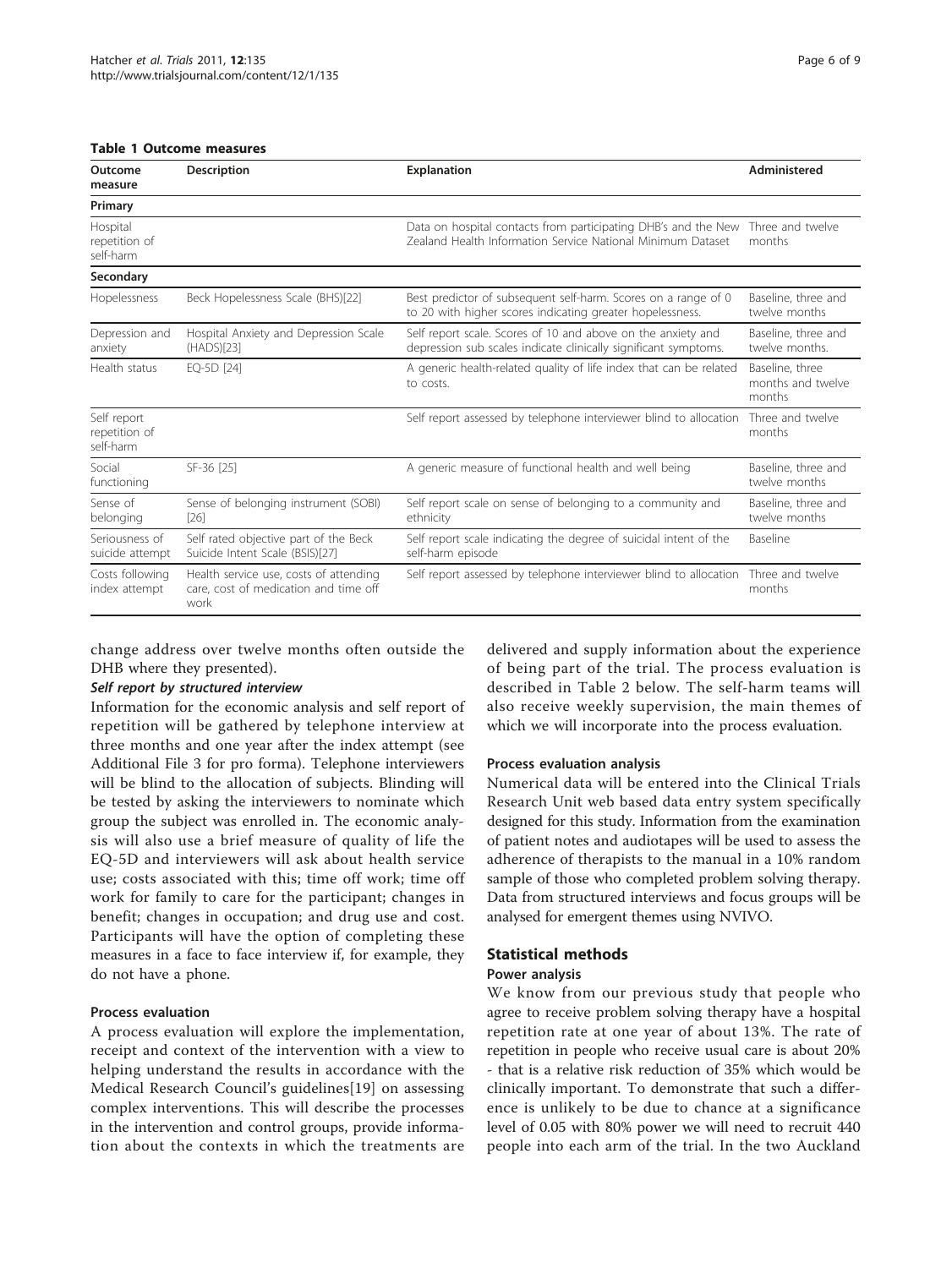**Table 1 Outcome measures**

| Outcome measure | Description | Explanation | Administered |
|---|---|---|---|
| **Primary** | | | |
| Hospital repetition of self-harm | | Data on hospital contacts from participating DHB's and the New Zealand Health Information Service National Minimum Dataset | Three and twelve months |
| **Secondary** | | | |
| Hopelessness | Beck Hopelessness Scale (BHS)[22] | Best predictor of subsequent self-harm. Scores on a range of 0 to 20 with higher scores indicating greater hopelessness. | Baseline, three and twelve months |
| Depression and anxiety | Hospital Anxiety and Depression Scale (HADS)[23] | Self report scale. Scores of 10 and above on the anxiety and depression sub scales indicate clinically significant symptoms. | Baseline, three and twelve months. |
| Health status | EQ-5D [24] | A generic health-related quality of life index that can be related to costs. | Baseline, three months and twelve months |
| Self report repetition of self-harm | | Self report assessed by telephone interviewer blind to allocation | Three and twelve months |
| Social functioning | SF-36 [25] | A generic measure of functional health and well being | Baseline, three and twelve months |
| Sense of belonging | Sense of belonging instrument (SOBI) [26] | Self report scale on sense of belonging to a community and ethnicity | Baseline, three and twelve months |
| Seriousness of suicide attempt | Self rated objective part of the Beck Suicide Intent Scale (BSIS)[27] | Self report scale indicating the degree of suicidal intent of the self-harm episode | Baseline |
| Costs following index attempt | Health service use, costs of attending care, cost of medication and time off work | Self report assessed by telephone interviewer blind to allocation | Three and twelve months |

change address over twelve months often outside the DHB where they presented).

***Self report by structured interview***

Information for the economic analysis and self report of repetition will be gathered by telephone interview at three months and one year after the index attempt (see Additional File 3 for pro forma). Telephone interviewers will be blind to the allocation of subjects. Blinding will be tested by asking the interviewers to nominate which group the subject was enrolled in. The economic analysis will also use a brief measure of quality of life the EQ-5D and interviewers will ask about health service use; costs associated with this; time off work; time off work for family to care for the participant; changes in benefit; changes in occupation; and drug use and cost. Participants will have the option of completing these measures in a face to face interview if, for example, they do not have a phone.

### Process evaluation

A process evaluation will explore the implementation, receipt and context of the intervention with a view to helping understand the results in accordance with the Medical Research Council's guidelines[19] on assessing complex interventions. This will describe the processes in the intervention and control groups, provide information about the contexts in which the treatments are delivered and supply information about the experience of being part of the trial. The process evaluation is described in Table 2 below. The self-harm teams will also receive weekly supervision, the main themes of which we will incorporate into the process evaluation.

### Process evaluation analysis

Numerical data will be entered into the Clinical Trials Research Unit web based data entry system specifically designed for this study. Information from the examination of patient notes and audiotapes will be used to assess the adherence of therapists to the manual in a 10% random sample of those who completed problem solving therapy. Data from structured interviews and focus groups will be analysed for emergent themes using NVIVO.

## Statistical methods

### Power analysis

We know from our previous study that people who agree to receive problem solving therapy have a hospital repetition rate at one year of about 13%. The rate of repetition in people who receive usual care is about 20% - that is a relative risk reduction of 35% which would be clinically important. To demonstrate that such a difference is unlikely to be due to chance at a significance level of 0.05 with 80% power we will need to recruit 440 people into each arm of the trial. In the two Auckland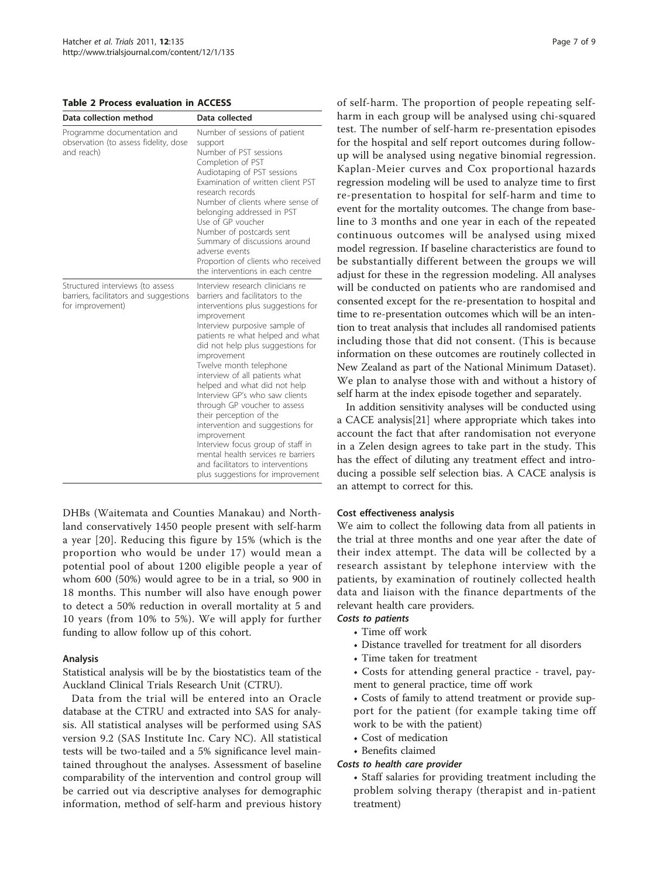**Table 2 Process evaluation in ACCESS**

| Data collection method | Data collected |
|---|---|
| Programme documentation and observation (to assess fidelity, dose and reach) | Number of sessions of patient support<br>Number of PST sessions<br>Completion of PST<br>Audiotaping of PST sessions<br>Examination of written client PST research records<br>Number of clients where sense of belonging addressed in PST<br>Use of GP voucher<br>Number of postcards sent<br>Summary of discussions around adverse events<br>Proportion of clients who received the interventions in each centre |
| Structured interviews (to assess barriers, facilitators and suggestions for improvement) | Interview research clinicians re barriers and facilitators to the interventions plus suggestions for improvement<br>Interview purposive sample of patients re what helped and what did not help plus suggestions for improvement<br>Twelve month telephone interview of all patients what helped and what did not help<br>Interview GP's who saw clients through GP voucher to assess their perception of the intervention and suggestions for improvement<br>Interview focus group of staff in mental health services re barriers and facilitators to interventions plus suggestions for improvement |

DHBs (Waitemata and Counties Manakau) and Northland conservatively 1450 people present with self-harm a year [20]. Reducing this figure by 15% (which is the proportion who would be under 17) would mean a potential pool of about 1200 eligible people a year of whom 600 (50%) would agree to be in a trial, so 900 in 18 months. This number will also have enough power to detect a 50% reduction in overall mortality at 5 and 10 years (from 10% to 5%). We will apply for further funding to allow follow up of this cohort.

### Analysis

Statistical analysis will be by the biostatistics team of the Auckland Clinical Trials Research Unit (CTRU).

Data from the trial will be entered into an Oracle database at the CTRU and extracted into SAS for analysis. All statistical analyses will be performed using SAS version 9.2 (SAS Institute Inc. Cary NC). All statistical tests will be two-tailed and a 5% significance level maintained throughout the analyses. Assessment of baseline comparability of the intervention and control group will be carried out via descriptive analyses for demographic information, method of self-harm and previous history of self-harm. The proportion of people repeating self-harm in each group will be analysed using chi-squared test. The number of self-harm re-presentation episodes for the hospital and self report outcomes during follow-up will be analysed using negative binomial regression. Kaplan-Meier curves and Cox proportional hazards regression modeling will be used to analyze time to first re-presentation to hospital for self-harm and time to event for the mortality outcomes. The change from baseline to 3 months and one year in each of the repeated continuous outcomes will be analysed using mixed model regression. If baseline characteristics are found to be substantially different between the groups we will adjust for these in the regression modeling. All analyses will be conducted on patients who are randomised and consented except for the re-presentation to hospital and time to re-presentation outcomes which will be an intention to treat analysis that includes all randomised patients including those that did not consent. (This is because information on these outcomes are routinely collected in New Zealand as part of the National Minimum Dataset). We plan to analyse those with and without a history of self harm at the index episode together and separately.

In addition sensitivity analyses will be conducted using a CACE analysis[21] where appropriate which takes into account the fact that after randomisation not everyone in a Zelen design agrees to take part in the study. This has the effect of diluting any treatment effect and introducing a possible self selection bias. A CACE analysis is an attempt to correct for this.

### Cost effectiveness analysis

We aim to collect the following data from all patients in the trial at three months and one year after the date of their index attempt. The data will be collected by a research assistant by telephone interview with the patients, by examination of routinely collected health data and liaison with the finance departments of the relevant health care providers.

#### Costs to patients

- Time off work
- Distance travelled for treatment for all disorders
- Time taken for treatment
- Costs for attending general practice - travel, payment to general practice, time off work
- Costs of family to attend treatment or provide support for the patient (for example taking time off work to be with the patient)
- Cost of medication
- Benefits claimed

#### Costs to health care provider

- Staff salaries for providing treatment including the problem solving therapy (therapist and in-patient treatment)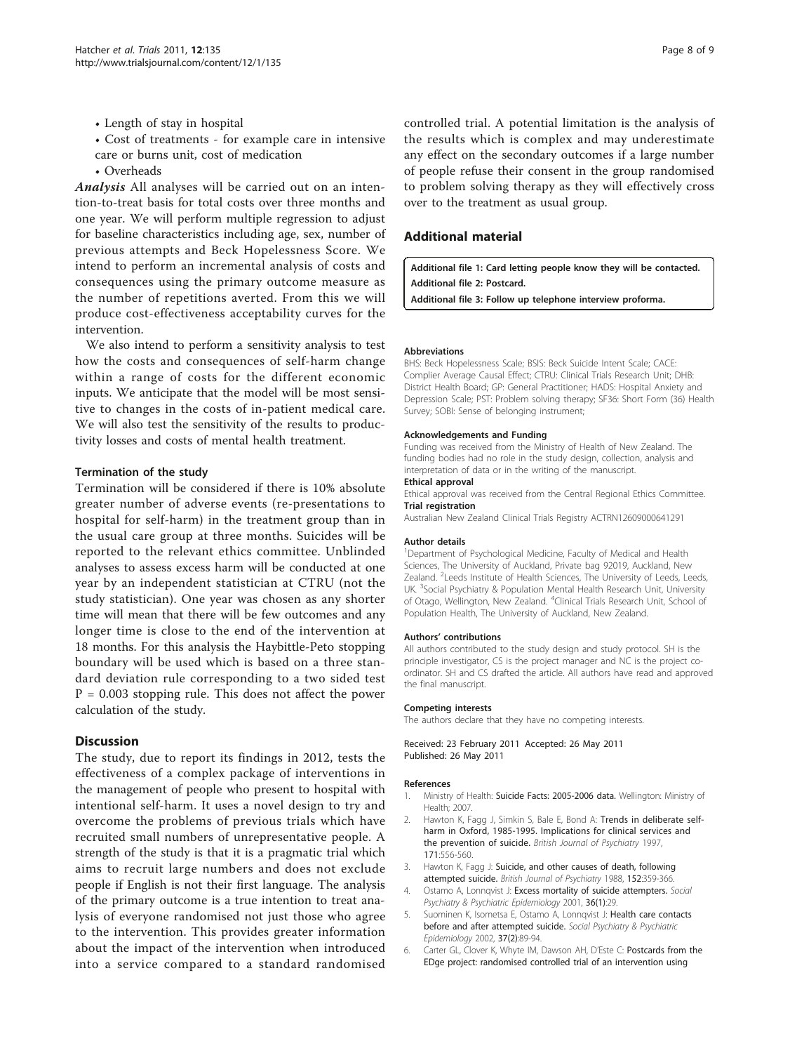- Length of stay in hospital
- Cost of treatments - for example care in intensive care or burns unit, cost of medication
- Overheads

***Analysis*** All analyses will be carried out on an intention-to-treat basis for total costs over three months and one year. We will perform multiple regression to adjust for baseline characteristics including age, sex, number of previous attempts and Beck Hopelessness Score. We intend to perform an incremental analysis of costs and consequences using the primary outcome measure as the number of repetitions averted. From this we will produce cost-effectiveness acceptability curves for the intervention.

We also intend to perform a sensitivity analysis to test how the costs and consequences of self-harm change within a range of costs for the different economic inputs. We anticipate that the model will be most sensitive to changes in the costs of in-patient medical care. We will also test the sensitivity of the results to productivity losses and costs of mental health treatment.

### Termination of the study

Termination will be considered if there is 10% absolute greater number of adverse events (re-presentations to hospital for self-harm) in the treatment group than in the usual care group at three months. Suicides will be reported to the relevant ethics committee. Unblinded analyses to assess excess harm will be conducted at one year by an independent statistician at CTRU (not the study statistician). One year was chosen as any shorter time will mean that there will be few outcomes and any longer time is close to the end of the intervention at 18 months. For this analysis the Haybittle-Peto stopping boundary will be used which is based on a three standard deviation rule corresponding to a two sided test $P = 0.003$ stopping rule. This does not affect the power calculation of the study.

## Discussion

The study, due to report its findings in 2012, tests the effectiveness of a complex package of interventions in the management of people who present to hospital with intentional self-harm. It uses a novel design to try and overcome the problems of previous trials which have recruited small numbers of unrepresentative people. A strength of the study is that it is a pragmatic trial which aims to recruit large numbers and does not exclude people if English is not their first language. The analysis of the primary outcome is a true intention to treat analysis of everyone randomised not just those who agree to the intervention. This provides greater information about the impact of the intervention when introduced into a service compared to a standard randomised controlled trial. A potential limitation is the analysis of the results which is complex and may underestimate any effect on the secondary outcomes if a large number of people refuse their consent in the group randomised to problem solving therapy as they will effectively cross over to the treatment as usual group.

## Additional material

**Additional file 1: Card letting people know they will be contacted.**
**Additional file 2: Postcard.**
**Additional file 3: Follow up telephone interview proforma.**

#### Abbreviations

BHS: Beck Hopelessness Scale; BSIS: Beck Suicide Intent Scale; CACE: Complier Average Causal Effect; CTRU: Clinical Trials Research Unit; DHB: District Health Board; GP: General Practitioner; HADS: Hospital Anxiety and Depression Scale; PST: Problem solving therapy; SF36: Short Form (36) Health Survey; SOBI: Sense of belonging instrument;

#### Acknowledgements and Funding

Funding was received from the Ministry of Health of New Zealand. The funding bodies had no role in the study design, collection, analysis and interpretation of data or in the writing of the manuscript.

**Ethical approval**

Ethical approval was received from the Central Regional Ethics Committee.

**Trial registration**

Australian New Zealand Clinical Trials Registry ACTRN12609000641291

#### Author details

[1]Department of Psychological Medicine, Faculty of Medical and Health Sciences, The University of Auckland, Private bag 92019, Auckland, New Zealand. [2]Leeds Institute of Health Sciences, The University of Leeds, Leeds, UK. [3]Social Psychiatry & Population Mental Health Research Unit, University of Otago, Wellington, New Zealand. [4]Clinical Trials Research Unit, School of Population Health, The University of Auckland, New Zealand.

#### Authors' contributions

All authors contributed to the study design and study protocol. SH is the principle investigator, CS is the project manager and NC is the project co-ordinator. SH and CS drafted the article. All authors have read and approved the final manuscript.

#### Competing interests

The authors declare that they have no competing interests.

Received: 23 February 2011 Accepted: 26 May 2011
Published: 26 May 2011

#### References

1. Ministry of Health: **Suicide Facts: 2005-2006 data.** Wellington: Ministry of Health; 2007.
2. Hawton K, Fagg J, Simkin S, Bale E, Bond A: **Trends in deliberate self-harm in Oxford, 1985-1995. Implications for clinical services and the prevention of suicide.** *British Journal of Psychiatry* 1997, **171**:556-560.
3. Hawton K, Fagg J: **Suicide, and other causes of death, following attempted suicide.** *British Journal of Psychiatry* 1988, **152**:359-366.
4. Ostamo A, Lonnqvist J: **Excess mortality of suicide attempters.** *Social Psychiatry & Psychiatric Epidemiology* 2001, **36(1)**:29.
5. Suominen K, Isometsa E, Ostamo A, Lonnqvist J: **Health care contacts before and after attempted suicide.** *Social Psychiatry & Psychiatric Epidemiology* 2002, **37(2)**:89-94.
6. Carter GL, Clover K, Whyte IM, Dawson AH, D'Este C: **Postcards from the EDge project: randomised controlled trial of an intervention using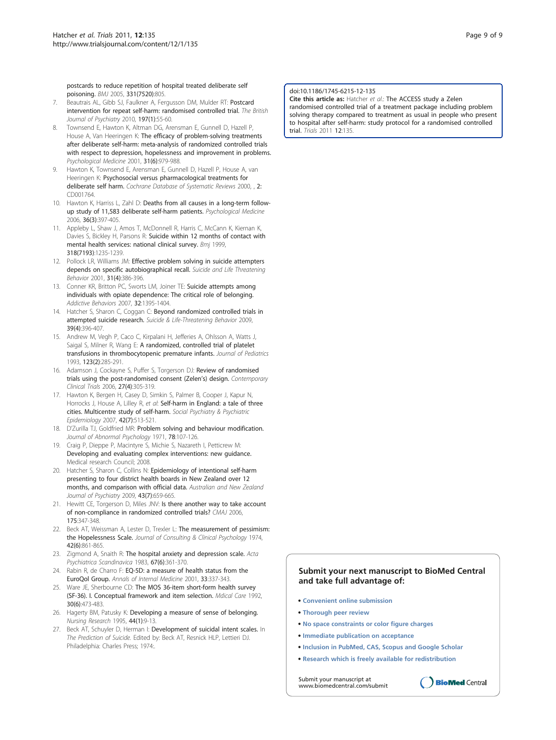postcards to reduce repetition of hospital treated deliberate self poisoning. *BMJ* 2005, **331(7520)**:805.

7. Beautrais AL, Gibb SJ, Faulkner A, Fergusson DM, Mulder RT: **Postcard intervention for repeat self-harm: randomised controlled trial.** *The British Journal of Psychiatry* 2010, **197(1)**:55-60.
8. Townsend E, Hawton K, Altman DG, Arensman E, Gunnell D, Hazell P, House A, Van Heeringen K: **The efficacy of problem-solving treatments after deliberate self-harm: meta-analysis of randomized controlled trials with respect to depression, hopelessness and improvement in problems.** *Psychological Medicine* 2001, **31(6)**:979-988.
9. Hawton K, Townsend E, Arensman E, Gunnell D, Hazell P, House A, van Heeringen K: **Psychosocial versus pharmacological treatments for deliberate self harm.** *Cochrane Database of Systematic Reviews* 2000, , **2**: CD001764.
10. Hawton K, Harriss L, Zahl D: **Deaths from all causes in a long-term follow-up study of 11,583 deliberate self-harm patients.** *Psychological Medicine* 2006, **36(3)**:397-405.
11. Appleby L, Shaw J, Amos T, McDonnell R, Harris C, McCann K, Kiernan K, Davies S, Bickley H, Parsons R: **Suicide within 12 months of contact with mental health services: national clinical survey.** *Bmj* 1999, **318(7193)**:1235-1239.
12. Pollock LR, Williams JM: **Effective problem solving in suicide attempters depends on specific autobiographical recall.** *Suicide and Life Threatening Behavior* 2001, **31(4)**:386-396.
13. Conner KR, Britton PC, Sworts LM, Joiner TE: **Suicide attempts among individuals with opiate dependence: The critical role of belonging.** *Addictive Behaviors* 2007, **32**:1395-1404.
14. Hatcher S, Sharon C, Coggan C: **Beyond randomized controlled trials in attempted suicide research.** *Suicide & Life-Threatening Behavior* 2009, **39(4)**:396-407.
15. Andrew M, Vegh P, Caco C, Kirpalani H, Jefferies A, Ohlsson A, Watts J, Saigal S, Milner R, Wang E: **A randomized, controlled trial of platelet transfusions in thrombocytopenic premature infants.** *Journal of Pediatrics* 1993, **123(2)**:285-291.
16. Adamson J, Cockayne S, Puffer S, Torgerson DJ: **Review of randomised trials using the post-randomised consent (Zelen's) design.** *Contemporary Clinical Trials* 2006, **27(4)**:305-319.
17. Hawton K, Bergen H, Casey D, Simkin S, Palmer B, Cooper J, Kapur N, Horrocks J, House A, Lilley R, *et al*: **Self-harm in England: a tale of three cities. Multicentre study of self-harm.** *Social Psychiatry & Psychiatric Epidemiology* 2007, **42(7)**:513-521.
18. D'Zurilla TJ, Goldfried MR: **Problem solving and behaviour modification.** *Journal of Abnormal Psychology* 1971, **78**:107-126.
19. Craig P, Dieppe P, Macintyre S, Michie S, Nazareth I, Petticrew M: **Developing and evaluating complex interventions: new guidance.** Medical research Council; 2008.
20. Hatcher S, Sharon C, Collins N: **Epidemiology of intentional self-harm presenting to four district health boards in New Zealand over 12 months, and comparison with official data.** *Australian and New Zealand Journal of Psychiatry* 2009, **43(7)**:659-665.
21. Hewitt CE, Torgerson D, Miles JNV: **Is there another way to take account of non-compliance in randomized controlled trials?** *CMAJ* 2006, **175**:347-348.
22. Beck AT, Weissman A, Lester D, Trexler L: **The measurement of pessimism: the Hopelessness Scale.** *Journal of Consulting & Clinical Psychology* 1974, **42(6)**:861-865.
23. Zigmond A, Snaith R: **The hospital anxiety and depression scale.** *Acta Psychiatrica Scandinavica* 1983, **67(6)**:361-370.
24. Rabin R, de Charro F: **EQ-5D: a measure of health status from the EuroQol Group.** *Annals of Internal Medicine* 2001, **33**:337-343.
25. Ware JE, Sherbourne CD: **The MOS 36-item short-form health survey (SF-36). I. Conceptual framework and item selection.** *Mdical Care* 1992, **30(6)**:473-483.
26. Hagerty BM, Patusky K: **Developing a measure of sense of belonging.** *Nursing Research* 1995, **44(1)**:9-13.
27. Beck AT, Schuyler D, Herman I: **Development of suicidal intent scales.** In *The Prediction of Suicide.* Edited by: Beck AT, Resnick HLP, Lettieri DJ. Philadelphia: Charles Press; 1974:.

doi:10.1186/1745-6215-12-135

**Cite this article as:** Hatcher *et al.*: The ACCESS study a Zelen randomised controlled trial of a treatment package including problem solving therapy compared to treatment as usual in people who present to hospital after self-harm: study protocol for a randomised controlled trial. *Trials* 2011 **12**:135.

**Submit your next manuscript to BioMed Central and take full advantage of:**

- Convenient online submission
- Thorough peer review
- No space constraints or color figure charges
- Immediate publication on acceptance
- Inclusion in PubMed, CAS, Scopus and Google Scholar
- Research which is freely available for redistribution

Submit your manuscript at www.biomedcentral.com/submit

BioMed Central